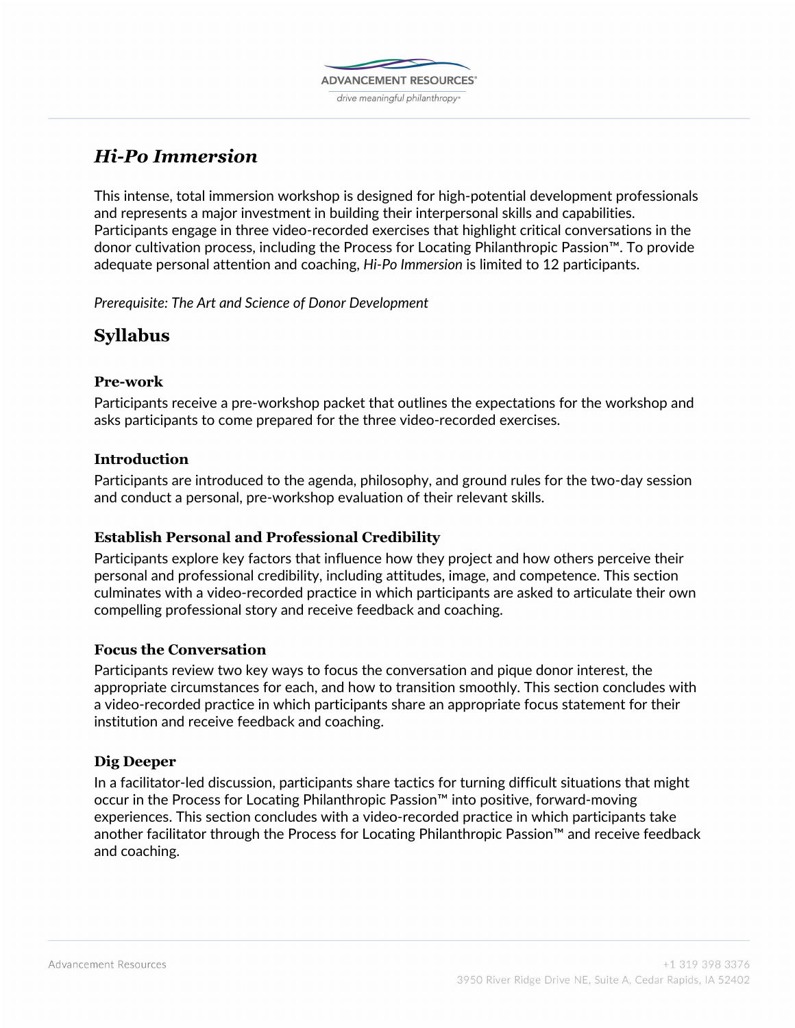# *Hi-Po Immersion*

This intense, total immersion workshop is designed for high-potential development professionals and represents a major investment in building their interpersonal skills and capabilities. Participants engage in three video-recorded exercises that highlight critical conversations in the donor cultivation process, including the Process for Locating Philanthropic Passion™. To provide adequate personal attention and coaching, *Hi-Po Immersion* is limited to 12 participants.

*Prerequisite: The Art and Science of Donor Development*

## Syllabus

### Pre-work

Participants receive a pre-workshop packet that outlines the expectations for the workshop and asks participants to come prepared for the three video-recorded exercises.

### Introduction

Participants are introduced to the agenda, philosophy, and ground rules for the two-day session and conduct a personal, pre-workshop evaluation of their relevant skills.

### Establish Personal and Professional Credibility

Participants explore key factors that influence how they project and how others perceive their personal and professional credibility, including attitudes, image, and competence. This section culminates with a video-recorded practice in which participants are asked to articulate their own compelling professional story and receive feedback and coaching.

### Focus the Conversation

Participants review two key ways to focus the conversation and pique donor interest, the appropriate circumstances for each, and how to transition smoothly. This section concludes with a video-recorded practice in which participants share an appropriate focus statement for their institution and receive feedback and coaching.

### Dig Deeper

In a facilitator-led discussion, participants share tactics for turning difficult situations that might occur in the Process for Locating Philanthropic Passion™ into positive, forward-moving experiences. This section concludes with a video-recorded practice in which participants take another facilitator through the Process for Locating Philanthropic Passion™ and receive feedback and coaching.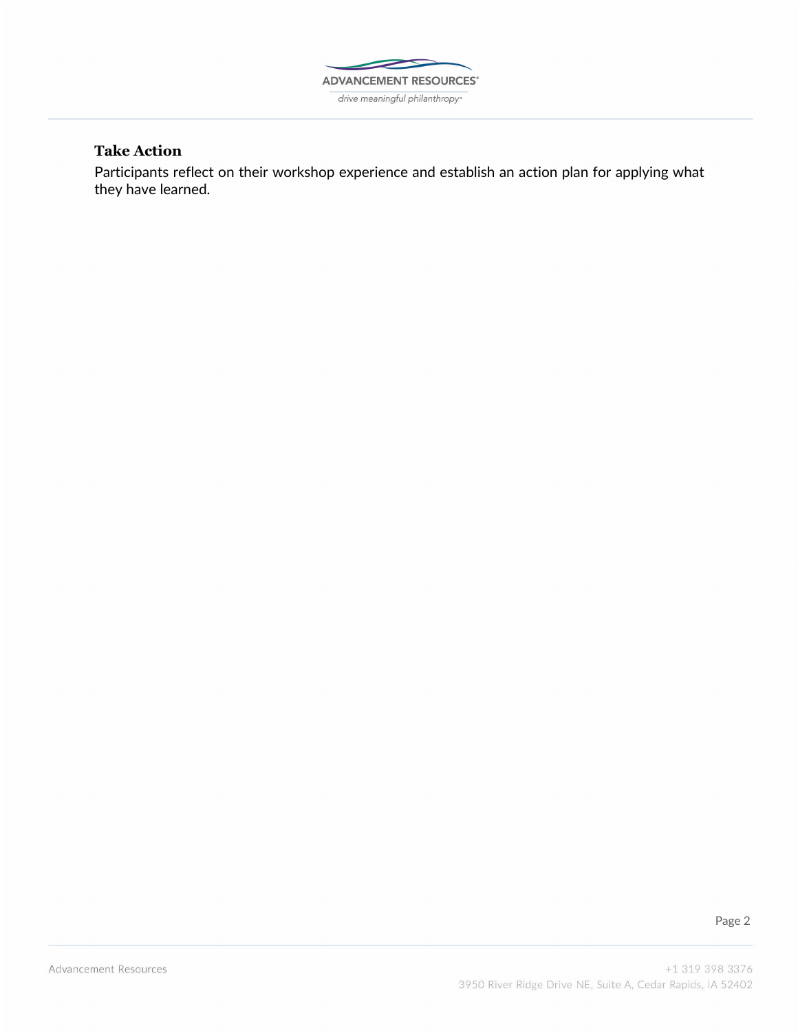### Take Action

Participants reflect on their workshop experience and establish an action plan for applying what they have learned.